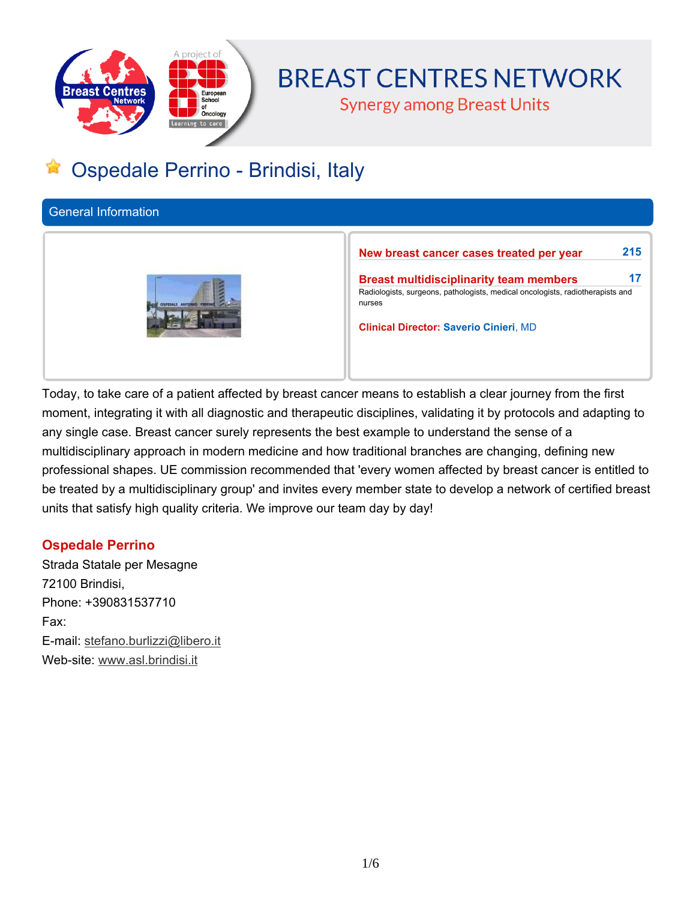# BREAST CENTRES NETWORK

Synergy among Breast Units

# Ospedale Perrino - Brindisi, Italy

## General Information

**New breast cancer cases treated per year** 215

**Breast multidisciplinarity team members** 17

Radiologists, surgeons, pathologists, medical oncologists, radiotherapists and nurses

**Clinical Director:** **Saverio Cinieri**, MD

Today, to take care of a patient affected by breast cancer means to establish a clear journey from the first moment, integrating it with all diagnostic and therapeutic disciplines, validating it by protocols and adapting to any single case. Breast cancer surely represents the best example to understand the sense of a multidisciplinary approach in modern medicine and how traditional branches are changing, defining new professional shapes. UE commission recommended that 'every women affected by breast cancer is entitled to be treated by a multidisciplinary group' and invites every member state to develop a network of certified breast units that satisfy high quality criteria. We improve our team day by day!

### Ospedale Perrino

Strada Statale per Mesagne  
72100 Brindisi,  
Phone: +390831537710  
Fax:  
E-mail: stefano.burlizzi@libero.it  
Web-site: www.asl.brindisi.it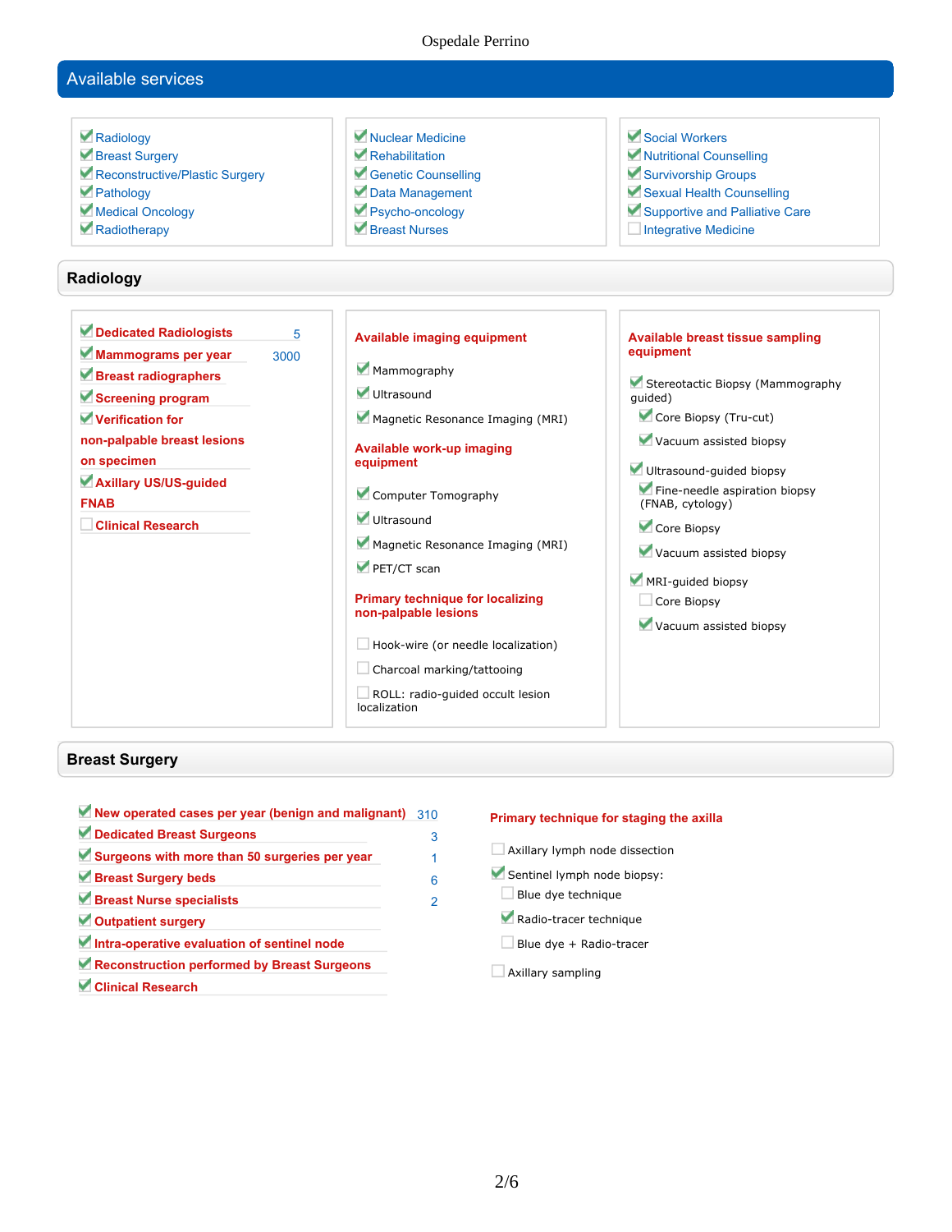## Available services

- [x] Radiology
- [x] Breast Surgery
- [x] Reconstructive/Plastic Surgery
- [x] Pathology
- [x] Medical Oncology
- [x] Radiotherapy
- [x] Nuclear Medicine
- [x] Rehabilitation
- [x] Genetic Counselling
- [x] Data Management
- [x] Psycho-oncology
- [x] Breast Nurses
- [x] Social Workers
- [x] Nutritional Counselling
- [x] Survivorship Groups
- [x] Sexual Health Counselling
- [x] Supportive and Palliative Care
- [ ] Integrative Medicine

## Radiology

| Item | Value |
|---|---|
| [x] Dedicated Radiologists | 5 |
| [x] Mammograms per year | 3000 |
| [x] Breast radiographers | |
| [x] Screening program | |
| [x] Verification for non-palpable breast lesions on specimen | |
| [x] Axillary US/US-guided FNAB | |
| [ ] Clinical Research | |

**Available imaging equipment**

- [x] Mammography
- [x] Ultrasound
- [x] Magnetic Resonance Imaging (MRI)

**Available work-up imaging equipment**

- [x] Computer Tomography
- [x] Ultrasound
- [x] Magnetic Resonance Imaging (MRI)
- [x] PET/CT scan

**Primary technique for localizing non-palpable lesions**

- [ ] Hook-wire (or needle localization)
- [ ] Charcoal marking/tattooing
- [ ] ROLL: radio-guided occult lesion localization

**Available breast tissue sampling equipment**

- [x] Stereotactic Biopsy (Mammography guided)
  - [x] Core Biopsy (Tru-cut)
  - [x] Vacuum assisted biopsy
- [x] Ultrasound-guided biopsy
  - [x] Fine-needle aspiration biopsy (FNAB, cytology)
  - [x] Core Biopsy
  - [x] Vacuum assisted biopsy
- [x] MRI-guided biopsy
  - [ ] Core Biopsy
  - [x] Vacuum assisted biopsy

## Breast Surgery

| Item | Value |
|---|---|
| [x] New operated cases per year (benign and malignant) | 310 |
| [x] Dedicated Breast Surgeons | 3 |
| [x] Surgeons with more than 50 surgeries per year | 1 |
| [x] Breast Surgery beds | 6 |
| [x] Breast Nurse specialists | 2 |
| [x] Outpatient surgery | |
| [x] Intra-operative evaluation of sentinel node | |
| [x] Reconstruction performed by Breast Surgeons | |
| [x] Clinical Research | |

**Primary technique for staging the axilla**

- [ ] Axillary lymph node dissection
- [x] Sentinel lymph node biopsy:
  - [ ] Blue dye technique
  - [x] Radio-tracer technique
  - [ ] Blue dye + Radio-tracer
- [ ] Axillary sampling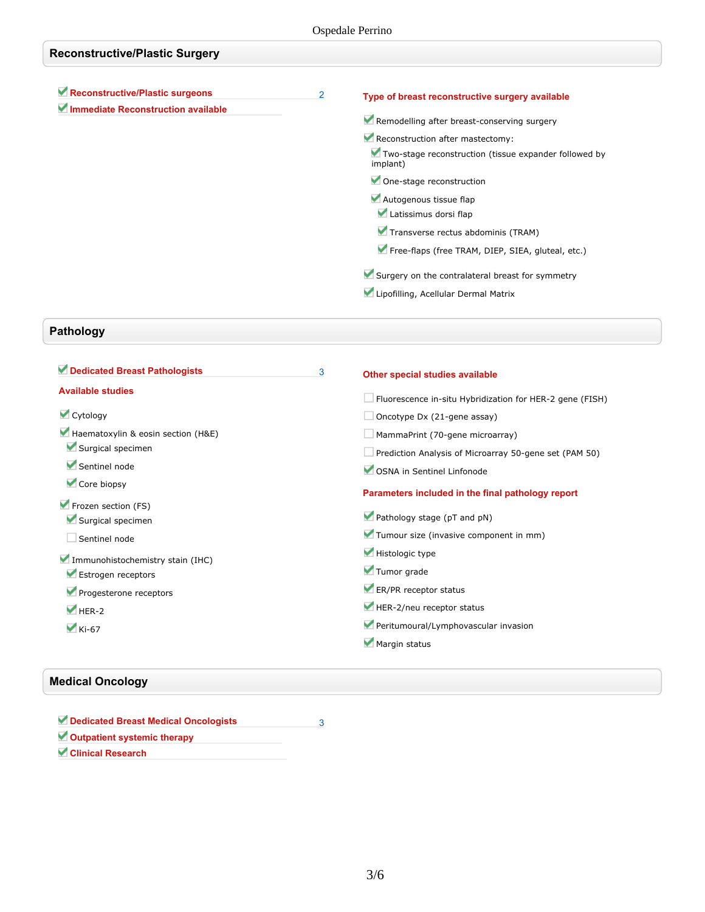## Reconstructive/Plastic Surgery

- [x] **Reconstructive/Plastic surgeons** — 2
- [x] **Immediate Reconstruction available**

**Type of breast reconstructive surgery available**

- [x] Remodelling after breast-conserving surgery
- [x] Reconstruction after mastectomy:
  - [x] Two-stage reconstruction (tissue expander followed by implant)
  - [x] One-stage reconstruction
  - [x] Autogenous tissue flap
    - [x] Latissimus dorsi flap
    - [x] Transverse rectus abdominis (TRAM)
    - [x] Free-flaps (free TRAM, DIEP, SIEA, gluteal, etc.)
- [x] Surgery on the contralateral breast for symmetry
- [x] Lipofilling, Acellular Dermal Matrix

## Pathology

- [x] **Dedicated Breast Pathologists** — 3

**Available studies**

- [x] Cytology
- [x] Haematoxylin & eosin section (H&E)
  - [x] Surgical specimen
  - [x] Sentinel node
  - [x] Core biopsy
- [x] Frozen section (FS)
  - [x] Surgical specimen
  - [ ] Sentinel node
- [x] Immunohistochemistry stain (IHC)
  - [x] Estrogen receptors
  - [x] Progesterone receptors
  - [x] HER-2
  - [x] Ki-67

**Other special studies available**

- [ ] Fluorescence in-situ Hybridization for HER-2 gene (FISH)
- [ ] Oncotype Dx (21-gene assay)
- [ ] MammaPrint (70-gene microarray)
- [ ] Prediction Analysis of Microarray 50-gene set (PAM 50)
- [x] OSNA in Sentinel Linfonode

**Parameters included in the final pathology report**

- [x] Pathology stage (pT and pN)
- [x] Tumour size (invasive component in mm)
- [x] Histologic type
- [x] Tumor grade
- [x] ER/PR receptor status
- [x] HER-2/neu receptor status
- [x] Peritumoural/Lymphovascular invasion
- [x] Margin status

## Medical Oncology

- [x] **Dedicated Breast Medical Oncologists** — 3
- [x] **Outpatient systemic therapy**
- [x] **Clinical Research**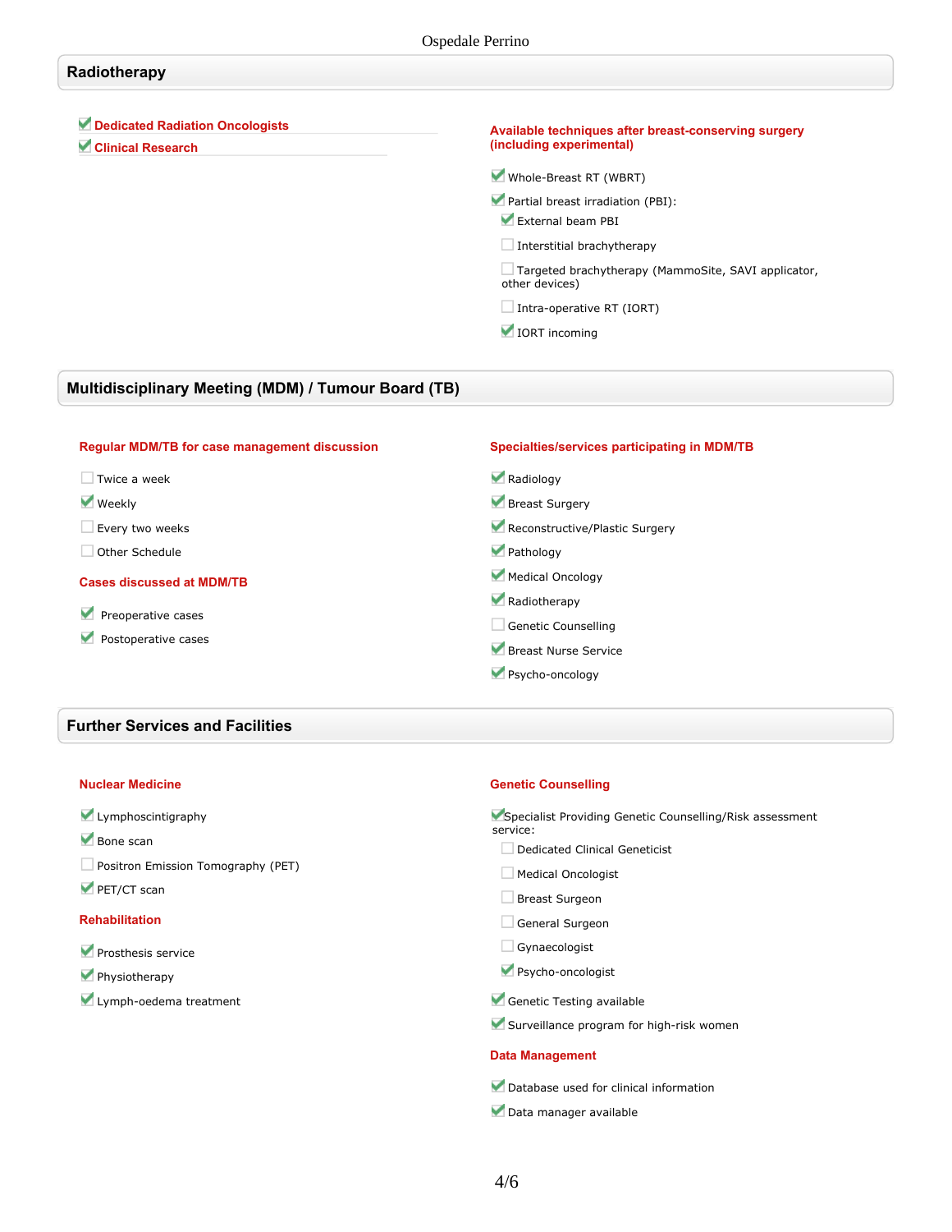## Radiotherapy

- [x] **Dedicated Radiation Oncologists**
- [x] **Clinical Research**

**Available techniques after breast-conserving surgery (including experimental)**

- [x] Whole-Breast RT (WBRT)
- [x] Partial breast irradiation (PBI):
  - [x] External beam PBI
  - [ ] Interstitial brachytherapy
  - [ ] Targeted brachytherapy (MammoSite, SAVI applicator, other devices)
  - [ ] Intra-operative RT (IORT)
  - [x] IORT incoming

## Multidisciplinary Meeting (MDM) / Tumour Board (TB)

**Regular MDM/TB for case management discussion**

- [ ] Twice a week
- [x] Weekly
- [ ] Every two weeks
- [ ] Other Schedule

**Cases discussed at MDM/TB**

- [x] Preoperative cases
- [x] Postoperative cases

**Specialties/services participating in MDM/TB**

- [x] Radiology
- [x] Breast Surgery
- [x] Reconstructive/Plastic Surgery
- [x] Pathology
- [x] Medical Oncology
- [x] Radiotherapy
- [ ] Genetic Counselling
- [x] Breast Nurse Service
- [x] Psycho-oncology

## Further Services and Facilities

**Nuclear Medicine**

- [x] Lymphoscintigraphy
- [x] Bone scan
- [ ] Positron Emission Tomography (PET)
- [x] PET/CT scan

**Rehabilitation**

- [x] Prosthesis service
- [x] Physiotherapy
- [x] Lymph-oedema treatment

**Genetic Counselling**

- [x] Specialist Providing Genetic Counselling/Risk assessment service:
  - [ ] Dedicated Clinical Geneticist
  - [ ] Medical Oncologist
  - [ ] Breast Surgeon
  - [ ] General Surgeon
  - [ ] Gynaecologist
  - [x] Psycho-oncologist
- [x] Genetic Testing available
- [x] Surveillance program for high-risk women

**Data Management**

- [x] Database used for clinical information
- [x] Data manager available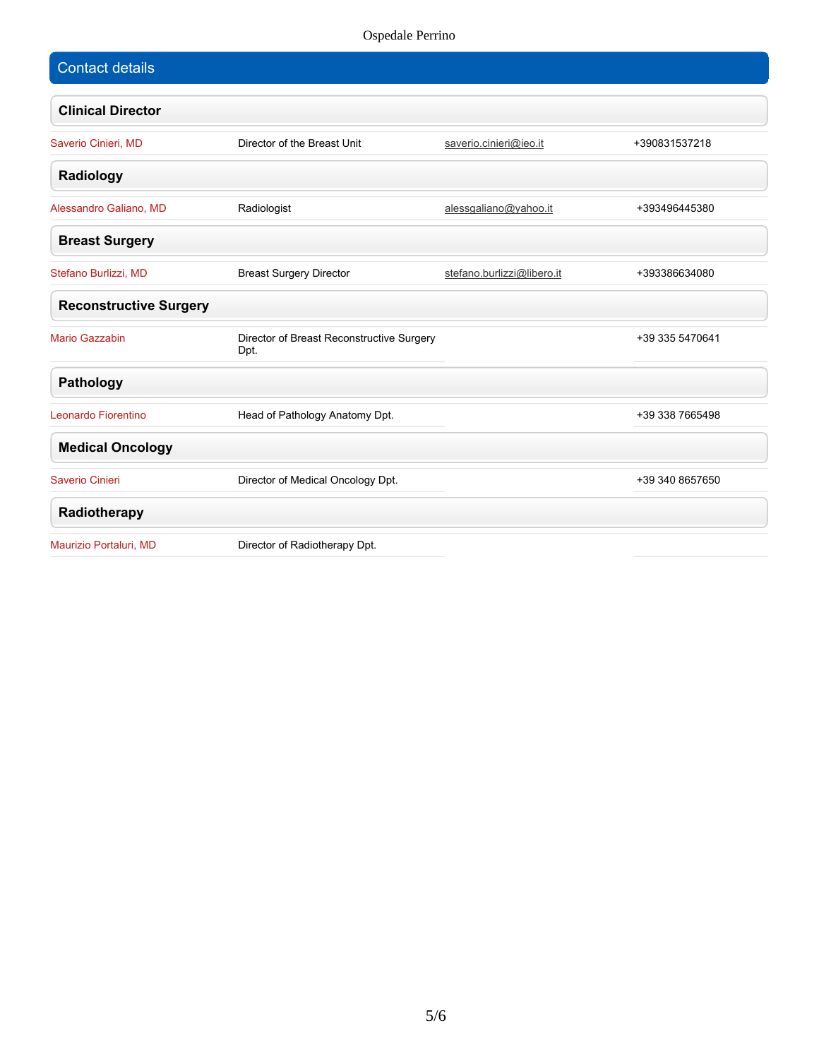## Contact details

### Clinical Director

| | | | |
|---|---|---|---|
| Saverio Cinieri, MD | Director of the Breast Unit | saverio.cinieri@ieo.it | +390831537218 |

### Radiology

| | | | |
|---|---|---|---|
| Alessandro Galiano, MD | Radiologist | alessgaliano@yahoo.it | +393496445380 |

### Breast Surgery

| | | | |
|---|---|---|---|
| Stefano Burlizzi, MD | Breast Surgery Director | stefano.burlizzi@libero.it | +393386634080 |

### Reconstructive Surgery

| | | | |
|---|---|---|---|
| Mario Gazzabin | Director of Breast Reconstructive Surgery Dpt. | | +39 335 5470641 |

### Pathology

| | | | |
|---|---|---|---|
| Leonardo Fiorentino | Head of Pathology Anatomy Dpt. | | +39 338 7665498 |

### Medical Oncology

| | | | |
|---|---|---|---|
| Saverio Cinieri | Director of Medical Oncology Dpt. | | +39 340 8657650 |

### Radiotherapy

| | | | |
|---|---|---|---|
| Maurizio Portaluri, MD | Director of Radiotherapy Dpt. | | |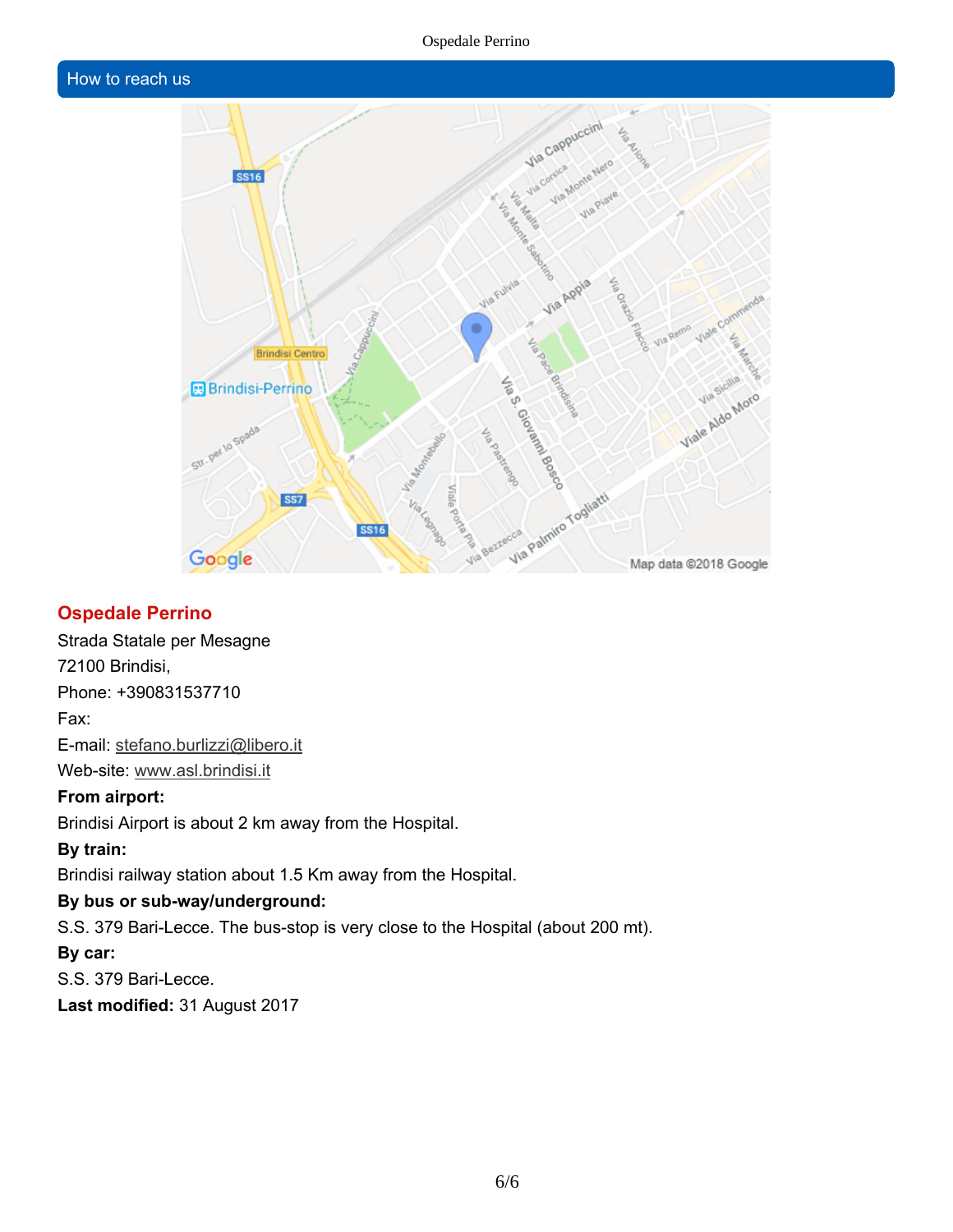## How to reach us

### Ospedale Perrino

Strada Statale per Mesagne
72100 Brindisi,
Phone: +390831537710
Fax:
E-mail: stefano.burlizzi@libero.it
Web-site: www.asl.brindisi.it

**From airport:**
Brindisi Airport is about 2 km away from the Hospital.

**By train:**
Brindisi railway station about 1.5 Km away from the Hospital.

**By bus or sub-way/underground:**
S.S. 379 Bari-Lecce. The bus-stop is very close to the Hospital (about 200 mt).

**By car:**
S.S. 379 Bari-Lecce.

**Last modified:** 31 August 2017